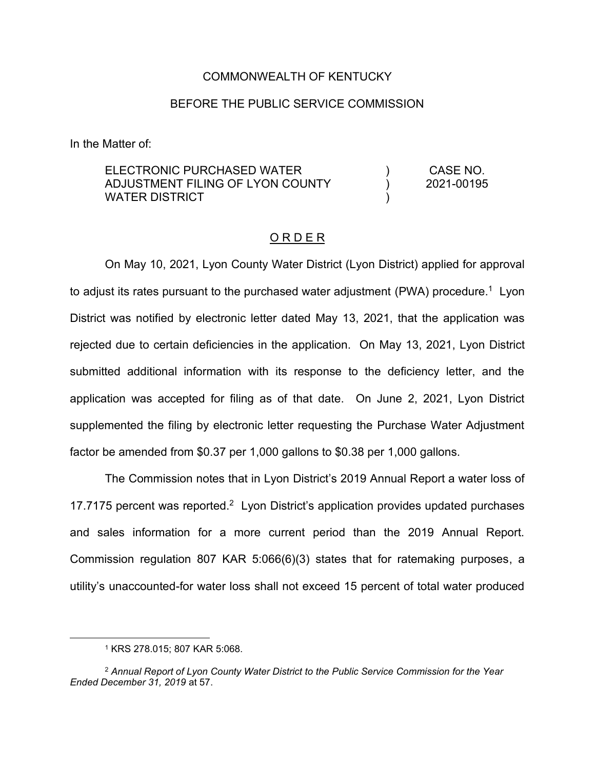COMMONWEALTH OF KENTUCKY

BEFORE THE PUBLIC SERVICE COMMISSION

In the Matter of:

| | | |
|---|---|---|
| ELECTRONIC PURCHASED WATER ADJUSTMENT FILING OF LYON COUNTY WATER DISTRICT | ) ) ) | CASE NO. 2021-00195 |

O R D E R

On May 10, 2021, Lyon County Water District (Lyon District) applied for approval to adjust its rates pursuant to the purchased water adjustment (PWA) procedure.[1] Lyon District was notified by electronic letter dated May 13, 2021, that the application was rejected due to certain deficiencies in the application. On May 13, 2021, Lyon District submitted additional information with its response to the deficiency letter, and the application was accepted for filing as of that date. On June 2, 2021, Lyon District supplemented the filing by electronic letter requesting the Purchase Water Adjustment factor be amended from $0.37 per 1,000 gallons to $0.38 per 1,000 gallons.

The Commission notes that in Lyon District's 2019 Annual Report a water loss of 17.7175 percent was reported.[2] Lyon District's application provides updated purchases and sales information for a more current period than the 2019 Annual Report. Commission regulation 807 KAR 5:066(6)(3) states that for ratemaking purposes, a utility's unaccounted-for water loss shall not exceed 15 percent of total water produced

[1] KRS 278.015; 807 KAR 5:068.

[2] *Annual Report of Lyon County Water District to the Public Service Commission for the Year Ended December 31, 2019* at 57.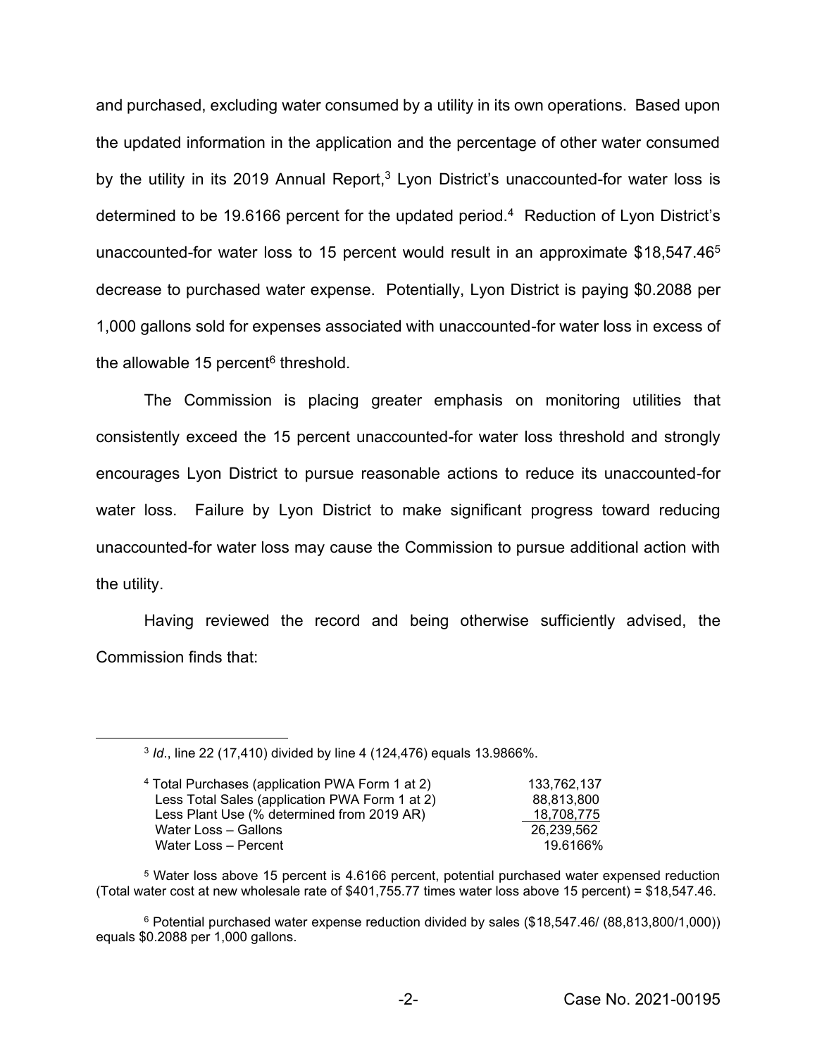and purchased, excluding water consumed by a utility in its own operations. Based upon the updated information in the application and the percentage of other water consumed by the utility in its 2019 Annual Report,[3] Lyon District's unaccounted-for water loss is determined to be 19.6166 percent for the updated period.[4] Reduction of Lyon District's unaccounted-for water loss to 15 percent would result in an approximate \$18,547.46[5] decrease to purchased water expense. Potentially, Lyon District is paying \$0.2088 per 1,000 gallons sold for expenses associated with unaccounted-for water loss in excess of the allowable 15 percent[6] threshold.

The Commission is placing greater emphasis on monitoring utilities that consistently exceed the 15 percent unaccounted-for water loss threshold and strongly encourages Lyon District to pursue reasonable actions to reduce its unaccounted-for water loss. Failure by Lyon District to make significant progress toward reducing unaccounted-for water loss may cause the Commission to pursue additional action with the utility.

Having reviewed the record and being otherwise sufficiently advised, the Commission finds that:

---

[3] *Id*., line 22 (17,410) divided by line 4 (124,476) equals 13.9866%.

[4]

| | |
|---|---|
| Total Purchases (application PWA Form 1 at 2) | 133,762,137 |
| Less Total Sales (application PWA Form 1 at 2) | 88,813,800 |
| Less Plant Use (% determined from 2019 AR) | 18,708,775 |
| Water Loss – Gallons | 26,239,562 |
| Water Loss – Percent | 19.6166% |

[5] Water loss above 15 percent is 4.6166 percent, potential purchased water expensed reduction (Total water cost at new wholesale rate of \$401,755.77 times water loss above 15 percent) = \$18,547.46.

[6] Potential purchased water expense reduction divided by sales (\$18,547.46/ (88,813,800/1,000)) equals \$0.2088 per 1,000 gallons.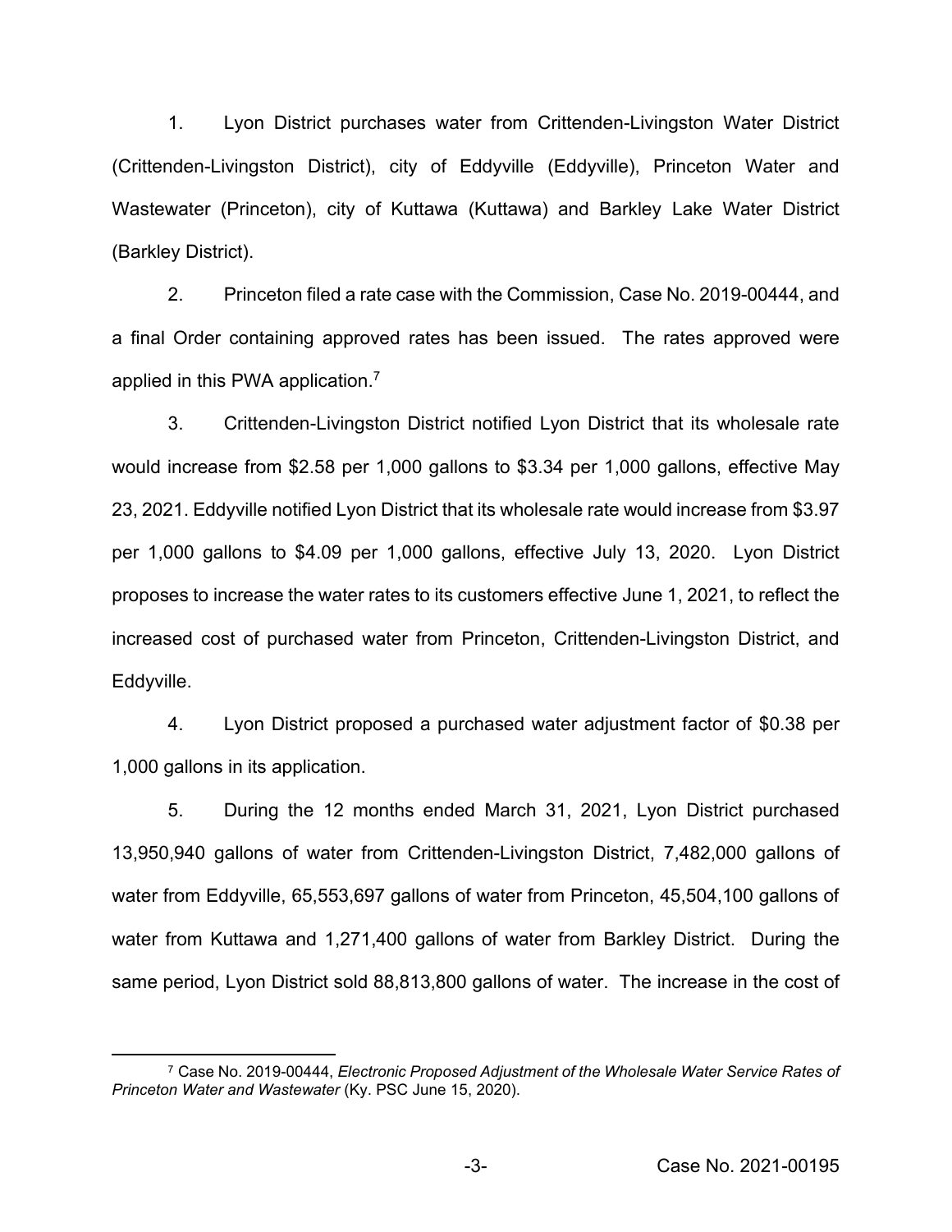1. Lyon District purchases water from Crittenden-Livingston Water District (Crittenden-Livingston District), city of Eddyville (Eddyville), Princeton Water and Wastewater (Princeton), city of Kuttawa (Kuttawa) and Barkley Lake Water District (Barkley District).

2. Princeton filed a rate case with the Commission, Case No. 2019-00444, and a final Order containing approved rates has been issued. The rates approved were applied in this PWA application.[7]

3. Crittenden-Livingston District notified Lyon District that its wholesale rate would increase from $2.58 per 1,000 gallons to $3.34 per 1,000 gallons, effective May 23, 2021. Eddyville notified Lyon District that its wholesale rate would increase from $3.97 per 1,000 gallons to $4.09 per 1,000 gallons, effective July 13, 2020. Lyon District proposes to increase the water rates to its customers effective June 1, 2021, to reflect the increased cost of purchased water from Princeton, Crittenden-Livingston District, and Eddyville.

4. Lyon District proposed a purchased water adjustment factor of $0.38 per 1,000 gallons in its application.

5. During the 12 months ended March 31, 2021, Lyon District purchased 13,950,940 gallons of water from Crittenden-Livingston District, 7,482,000 gallons of water from Eddyville, 65,553,697 gallons of water from Princeton, 45,504,100 gallons of water from Kuttawa and 1,271,400 gallons of water from Barkley District. During the same period, Lyon District sold 88,813,800 gallons of water. The increase in the cost of

[7] Case No. 2019-00444, *Electronic Proposed Adjustment of the Wholesale Water Service Rates of Princeton Water and Wastewater* (Ky. PSC June 15, 2020).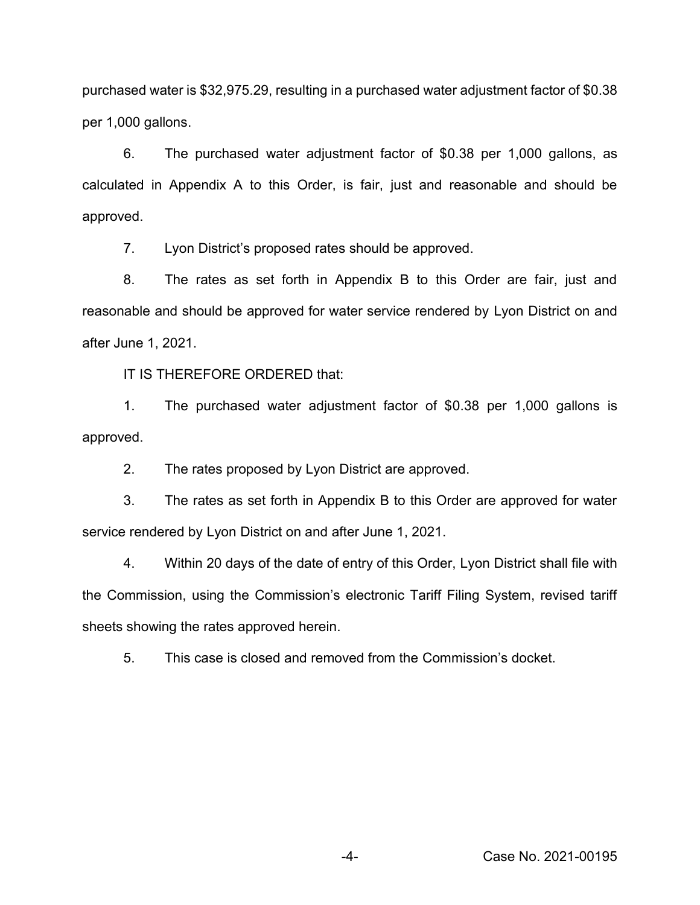purchased water is $32,975.29, resulting in a purchased water adjustment factor of $0.38 per 1,000 gallons.

6. The purchased water adjustment factor of $0.38 per 1,000 gallons, as calculated in Appendix A to this Order, is fair, just and reasonable and should be approved.

7. Lyon District's proposed rates should be approved.

8. The rates as set forth in Appendix B to this Order are fair, just and reasonable and should be approved for water service rendered by Lyon District on and after June 1, 2021.

IT IS THEREFORE ORDERED that:

1. The purchased water adjustment factor of $0.38 per 1,000 gallons is approved.

2. The rates proposed by Lyon District are approved.

3. The rates as set forth in Appendix B to this Order are approved for water service rendered by Lyon District on and after June 1, 2021.

4. Within 20 days of the date of entry of this Order, Lyon District shall file with the Commission, using the Commission's electronic Tariff Filing System, revised tariff sheets showing the rates approved herein.

5. This case is closed and removed from the Commission's docket.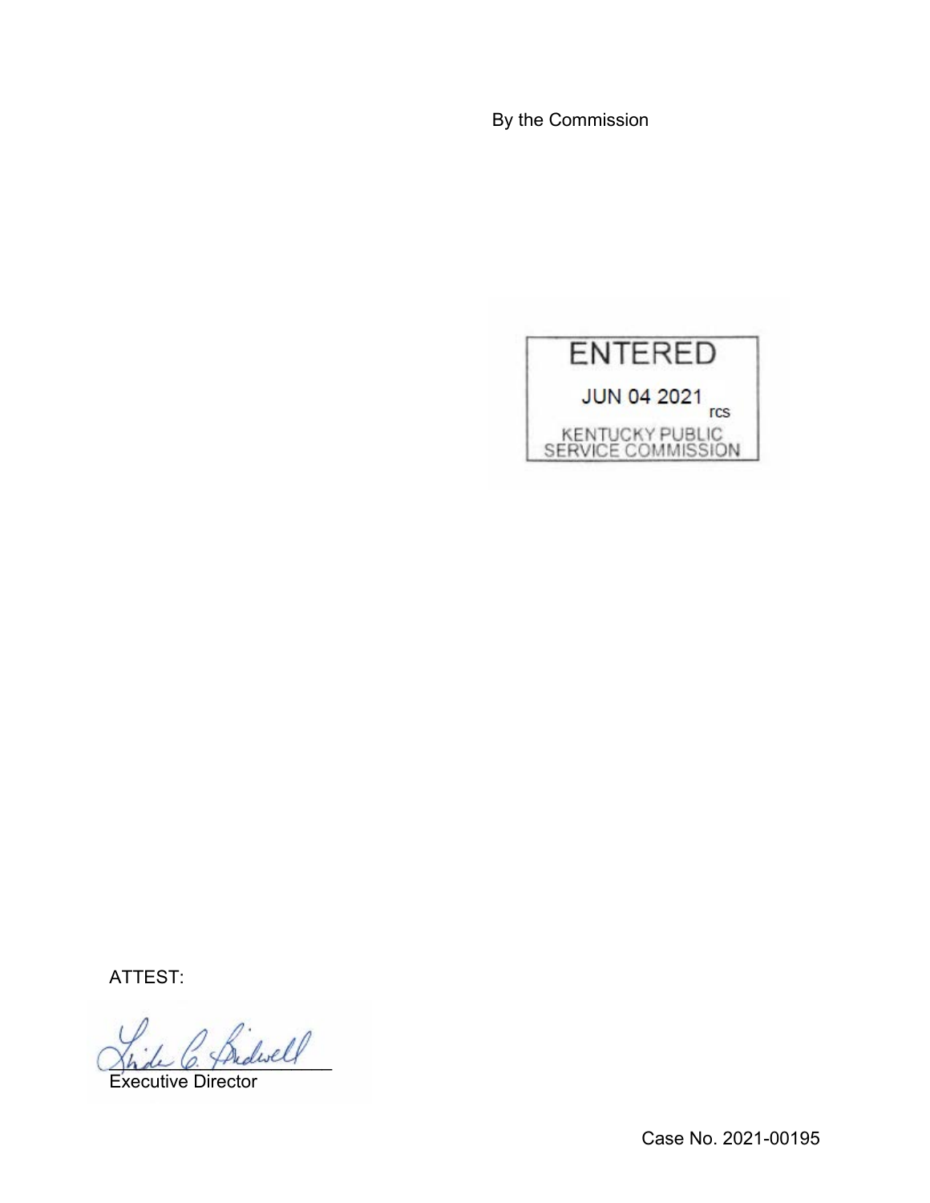By the Commission

ENTERED

JUN 04 2021

rcs

KENTUCKY PUBLIC SERVICE COMMISSION

ATTEST:

Executive Director

Case No. 2021-00195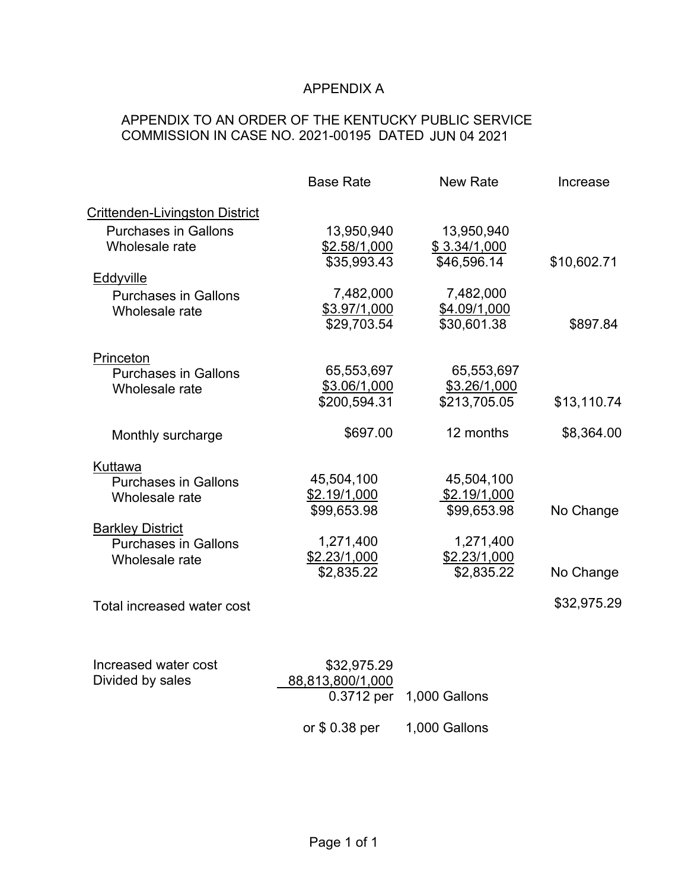# APPENDIX A

APPENDIX TO AN ORDER OF THE KENTUCKY PUBLIC SERVICE COMMISSION IN CASE NO. 2021-00195 DATED JUN 04 2021

| | Base Rate | New Rate | Increase |
|---|---|---|---|
| Crittenden-Livingston District | | | |
| Purchases in Gallons | 13,950,940 | 13,950,940 | |
| Wholesale rate | $2.58/1,000 | $ 3.34/1,000 | |
| | $35,993.43 | $46,596.14 | $10,602.71 |
| Eddyville | | | |
| Purchases in Gallons | 7,482,000 | 7,482,000 | |
| Wholesale rate | $3.97/1,000 | $4.09/1,000 | |
| | $29,703.54 | $30,601.38 | $897.84 |
| Princeton | | | |
| Purchases in Gallons | 65,553,697 | 65,553,697 | |
| Wholesale rate | $3.06/1,000 | $3.26/1,000 | |
| | $200,594.31 | $213,705.05 | $13,110.74 |
| Monthly surcharge | $697.00 | 12 months | $8,364.00 |
| Kuttawa | | | |
| Purchases in Gallons | 45,504,100 | 45,504,100 | |
| Wholesale rate | $2.19/1,000 | $2.19/1,000 | |
| | $99,653.98 | $99,653.98 | No Change |
| Barkley District | | | |
| Purchases in Gallons | 1,271,400 | 1,271,400 | |
| Wholesale rate | $2.23/1,000 | $2.23/1,000 | |
| | $2,835.22 | $2,835.22 | No Change |
| Total increased water cost | | | $32,975.29 |

| | | |
|---|---|---|
| Increased water cost | $32,975.29 | |
| Divided by sales | 88,813,800/1,000 | |
| | 0.3712 per | 1,000 Gallons |
| | or $ 0.38 per | 1,000 Gallons |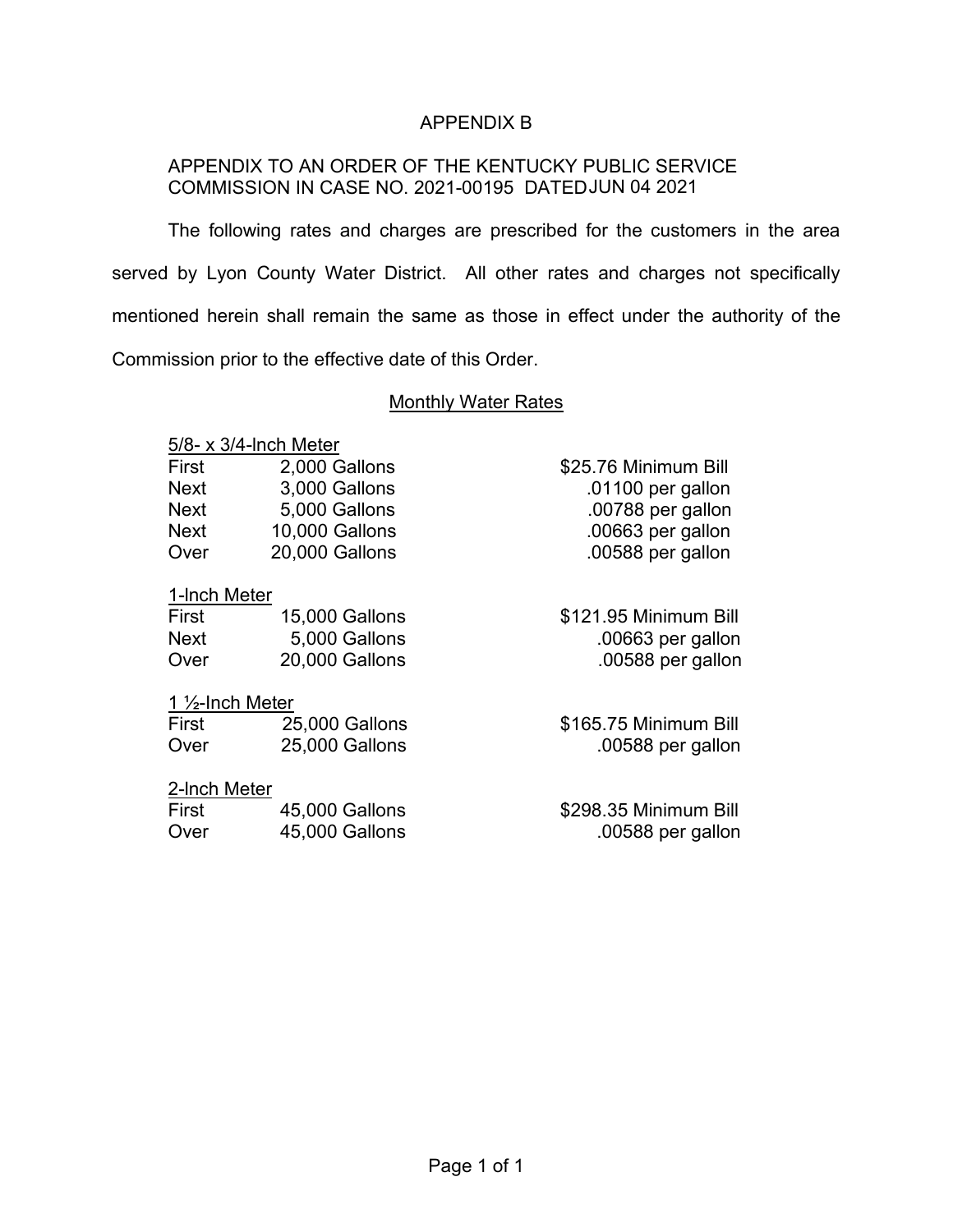# APPENDIX B

APPENDIX TO AN ORDER OF THE KENTUCKY PUBLIC SERVICE COMMISSION IN CASE NO. 2021-00195 DATED JUN 04 2021

The following rates and charges are prescribed for the customers in the area served by Lyon County Water District. All other rates and charges not specifically mentioned herein shall remain the same as those in effect under the authority of the Commission prior to the effective date of this Order.

## Monthly Water Rates

5/8- x 3/4-Inch Meter

| | | |
|---|---|---|
| First | 2,000 Gallons | $25.76 Minimum Bill |
| Next | 3,000 Gallons | .01100 per gallon |
| Next | 5,000 Gallons | .00788 per gallon |
| Next | 10,000 Gallons | .00663 per gallon |
| Over | 20,000 Gallons | .00588 per gallon |

1-Inch Meter

| | | |
|---|---|---|
| First | 15,000 Gallons | $121.95 Minimum Bill |
| Next | 5,000 Gallons | .00663 per gallon |
| Over | 20,000 Gallons | .00588 per gallon |

1 ½-Inch Meter

| | | |
|---|---|---|
| First | 25,000 Gallons | $165.75 Minimum Bill |
| Over | 25,000 Gallons | .00588 per gallon |

2-Inch Meter

| | | |
|---|---|---|
| First | 45,000 Gallons | $298.35 Minimum Bill |
| Over | 45,000 Gallons | .00588 per gallon |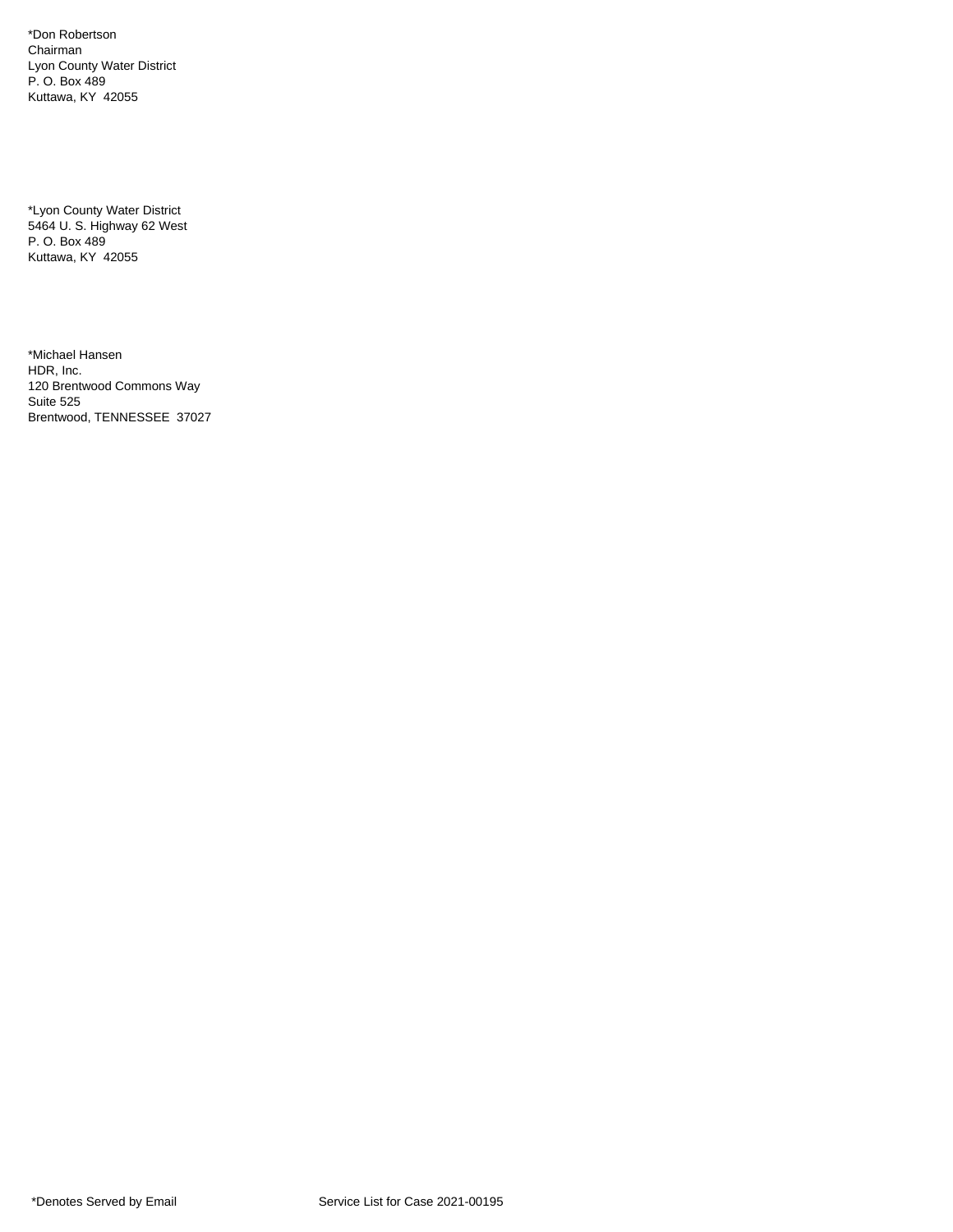*Don Robertson
Chairman
Lyon County Water District
P. O. Box 489
Kuttawa, KY  42055

*Lyon County Water District
5464 U. S. Highway 62 West
P. O. Box 489
Kuttawa, KY  42055

*Michael Hansen
HDR, Inc.
120 Brentwood Commons Way
Suite 525
Brentwood, TENNESSEE  37027

*Denotes Served by Email

Service List for Case 2021-00195